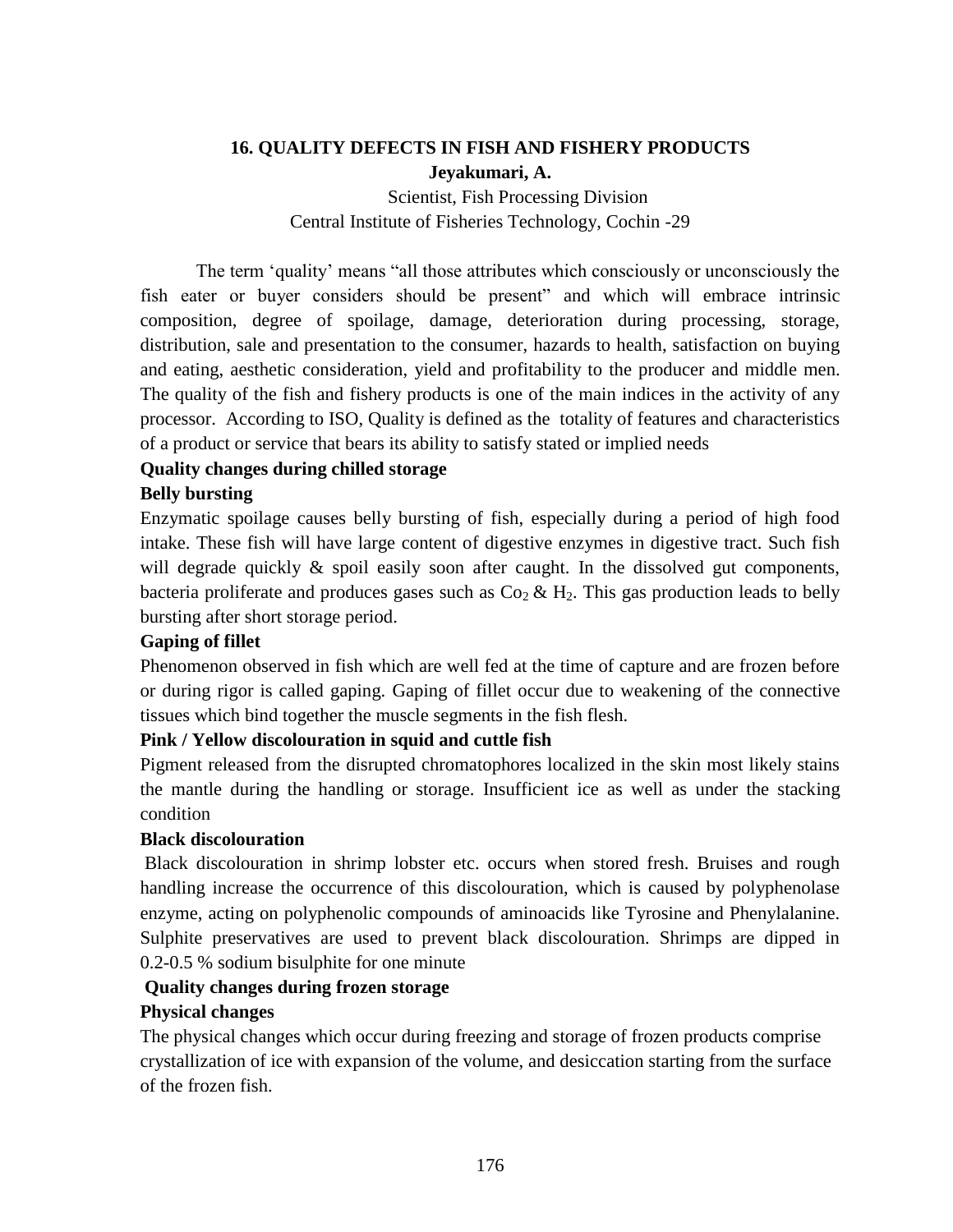# 16. QUALITY DEFECTS IN FISH AND FISHERY PRODUCTS

**Jeyakumari, A.**

Scientist, Fish Processing Division
Central Institute of Fisheries Technology, Cochin -29

The term 'quality' means "all those attributes which consciously or unconsciously the fish eater or buyer considers should be present" and which will embrace intrinsic composition, degree of spoilage, damage, deterioration during processing, storage, distribution, sale and presentation to the consumer, hazards to health, satisfaction on buying and eating, aesthetic consideration, yield and profitability to the producer and middle men. The quality of the fish and fishery products is one of the main indices in the activity of any processor. According to ISO, Quality is defined as the totality of features and characteristics of a product or service that bears its ability to satisfy stated or implied needs

## Quality changes during chilled storage

### Belly bursting

Enzymatic spoilage causes belly bursting of fish, especially during a period of high food intake. These fish will have large content of digestive enzymes in digestive tract. Such fish will degrade quickly & spoil easily soon after caught. In the dissolved gut components, bacteria proliferate and produces gases such as $Co_2$ & $H_2$. This gas production leads to belly bursting after short storage period.

### Gaping of fillet

Phenomenon observed in fish which are well fed at the time of capture and are frozen before or during rigor is called gaping. Gaping of fillet occur due to weakening of the connective tissues which bind together the muscle segments in the fish flesh.

### Pink / Yellow discolouration in squid and cuttle fish

Pigment released from the disrupted chromatophores localized in the skin most likely stains the mantle during the handling or storage. Insufficient ice as well as under the stacking condition

### Black discolouration

Black discolouration in shrimp lobster etc. occurs when stored fresh. Bruises and rough handling increase the occurrence of this discolouration, which is caused by polyphenolase enzyme, acting on polyphenolic compounds of aminoacids like Tyrosine and Phenylalanine. Sulphite preservatives are used to prevent black discolouration. Shrimps are dipped in 0.2-0.5 % sodium bisulphite for one minute

## Quality changes during frozen storage

### Physical changes

The physical changes which occur during freezing and storage of frozen products comprise crystallization of ice with expansion of the volume, and desiccation starting from the surface of the frozen fish.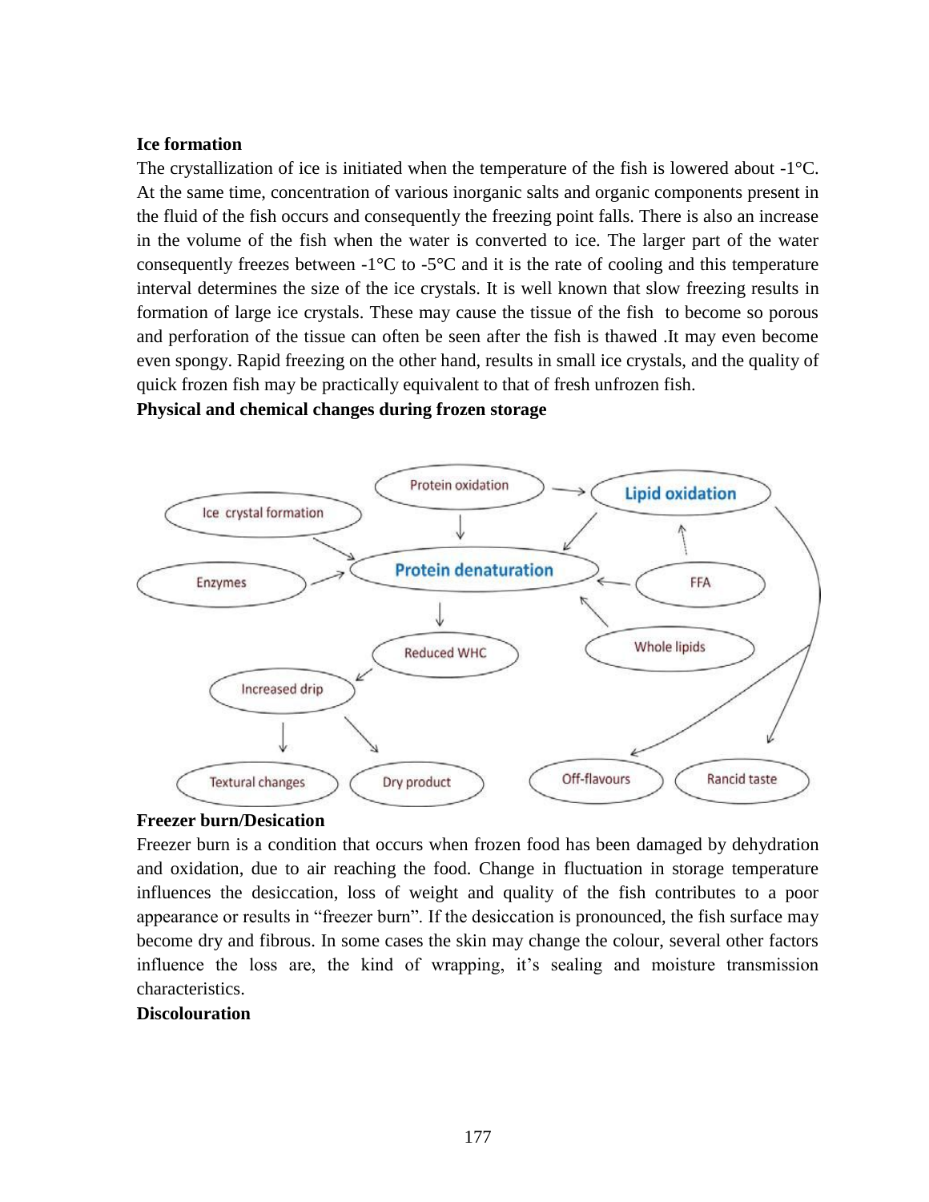**Ice formation**

The crystallization of ice is initiated when the temperature of the fish is lowered about -1°C. At the same time, concentration of various inorganic salts and organic components present in the fluid of the fish occurs and consequently the freezing point falls. There is also an increase in the volume of the fish when the water is converted to ice. The larger part of the water consequently freezes between -1°C to -5°C and it is the rate of cooling and this temperature interval determines the size of the ice crystals. It is well known that slow freezing results in formation of large ice crystals. These may cause the tissue of the fish to become so porous and perforation of the tissue can often be seen after the fish is thawed .It may even become even spongy. Rapid freezing on the other hand, results in small ice crystals, and the quality of quick frozen fish may be practically equivalent to that of fresh unfrozen fish.

**Physical and chemical changes during frozen storage**

**Freezer burn/Desication**

Freezer burn is a condition that occurs when frozen food has been damaged by dehydration and oxidation, due to air reaching the food. Change in fluctuation in storage temperature influences the desiccation, loss of weight and quality of the fish contributes to a poor appearance or results in "freezer burn". If the desiccation is pronounced, the fish surface may become dry and fibrous. In some cases the skin may change the colour, several other factors influence the loss are, the kind of wrapping, it's sealing and moisture transmission characteristics.

**Discolouration**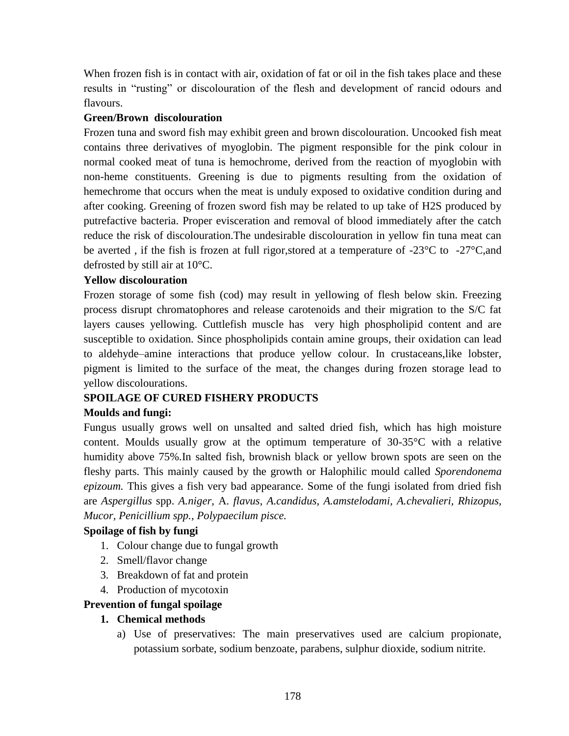When frozen fish is in contact with air, oxidation of fat or oil in the fish takes place and these results in "rusting" or discolouration of the flesh and development of rancid odours and flavours.

**Green/Brown discolouration**

Frozen tuna and sword fish may exhibit green and brown discolouration. Uncooked fish meat contains three derivatives of myoglobin. The pigment responsible for the pink colour in normal cooked meat of tuna is hemochrome, derived from the reaction of myoglobin with non-heme constituents. Greening is due to pigments resulting from the oxidation of hemechrome that occurs when the meat is unduly exposed to oxidative condition during and after cooking. Greening of frozen sword fish may be related to up take of $H_2S$ produced by putrefactive bacteria. Proper evisceration and removal of blood immediately after the catch reduce the risk of discolouration.The undesirable discolouration in yellow fin tuna meat can be averted , if the fish is frozen at full rigor,stored at a temperature of -23°C to -27°C,and defrosted by still air at 10°C.

**Yellow discolouration**

Frozen storage of some fish (cod) may result in yellowing of flesh below skin. Freezing process disrupt chromatophores and release carotenoids and their migration to the S/C fat layers causes yellowing. Cuttlefish muscle has very high phospholipid content and are susceptible to oxidation. Since phospholipids contain amine groups, their oxidation can lead to aldehyde–amine interactions that produce yellow colour. In crustaceans,like lobster, pigment is limited to the surface of the meat, the changes during frozen storage lead to yellow discolourations.

**SPOILAGE OF CURED FISHERY PRODUCTS**

**Moulds and fungi:**

Fungus usually grows well on unsalted and salted dried fish, which has high moisture content. Moulds usually grow at the optimum temperature of 30-35°C with a relative humidity above 75%.In salted fish, brownish black or yellow brown spots are seen on the fleshy parts. This mainly caused by the growth or Halophilic mould called *Sporendonema epizoum.* This gives a fish very bad appearance. Some of the fungi isolated from dried fish are *Aspergillus* spp. *A.niger,* A. *flavus, A.candidus, A.amstelodami, A.chevalieri, Rhizopus, Mucor, Penicillium spp., Polypaecilum pisce.*

**Spoilage of fish by fungi**

1. Colour change due to fungal growth
2. Smell/flavor change
3. Breakdown of fat and protein
4. Production of mycotoxin

**Prevention of fungal spoilage**

1. **Chemical methods**
   a) Use of preservatives: The main preservatives used are calcium propionate, potassium sorbate, sodium benzoate, parabens, sulphur dioxide, sodium nitrite.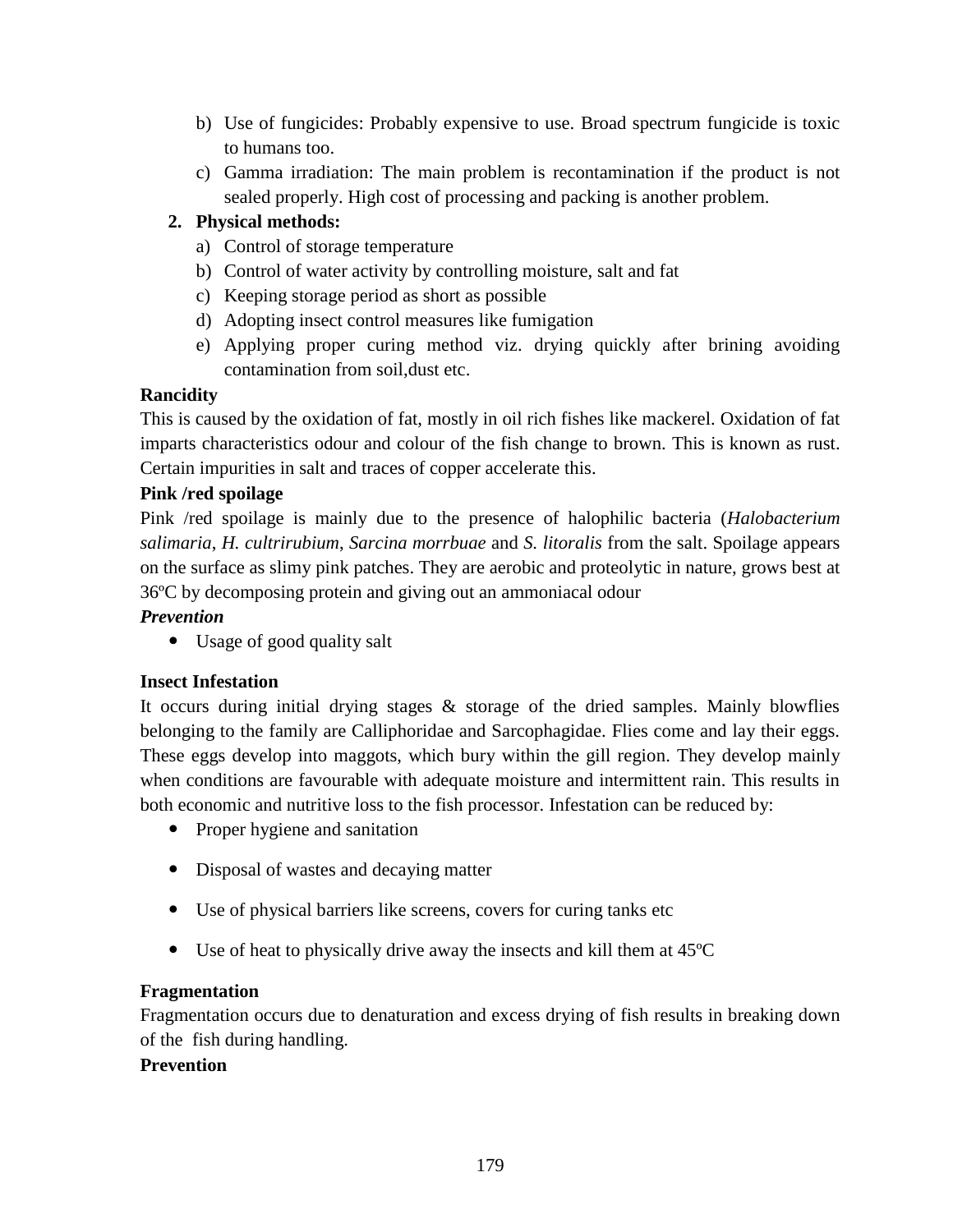b) Use of fungicides: Probably expensive to use. Broad spectrum fungicide is toxic to humans too.
c) Gamma irradiation: The main problem is recontamination if the product is not sealed properly. High cost of processing and packing is another problem.

2. **Physical methods:**
   a) Control of storage temperature
   b) Control of water activity by controlling moisture, salt and fat
   c) Keeping storage period as short as possible
   d) Adopting insect control measures like fumigation
   e) Applying proper curing method viz. drying quickly after brining avoiding contamination from soil,dust etc.

**Rancidity**

This is caused by the oxidation of fat, mostly in oil rich fishes like mackerel. Oxidation of fat imparts characteristics odour and colour of the fish change to brown. This is known as rust. Certain impurities in salt and traces of copper accelerate this.

**Pink /red spoilage**

Pink /red spoilage is mainly due to the presence of halophilic bacteria (*Halobacterium salimaria*, *H. cultrirubium*, *Sarcina morrbuae* and *S. litoralis* from the salt. Spoilage appears on the surface as slimy pink patches. They are aerobic and proteolytic in nature, grows best at 36ºC by decomposing protein and giving out an ammoniacal odour

***Prevention***

- Usage of good quality salt

**Insect Infestation**

It occurs during initial drying stages & storage of the dried samples. Mainly blowflies belonging to the family are Calliphoridae and Sarcophagidae. Flies come and lay their eggs. These eggs develop into maggots, which bury within the gill region. They develop mainly when conditions are favourable with adequate moisture and intermittent rain. This results in both economic and nutritive loss to the fish processor. Infestation can be reduced by:

- Proper hygiene and sanitation
- Disposal of wastes and decaying matter
- Use of physical barriers like screens, covers for curing tanks etc
- Use of heat to physically drive away the insects and kill them at 45ºC

**Fragmentation**

Fragmentation occurs due to denaturation and excess drying of fish results in breaking down of the fish during handling.

**Prevention**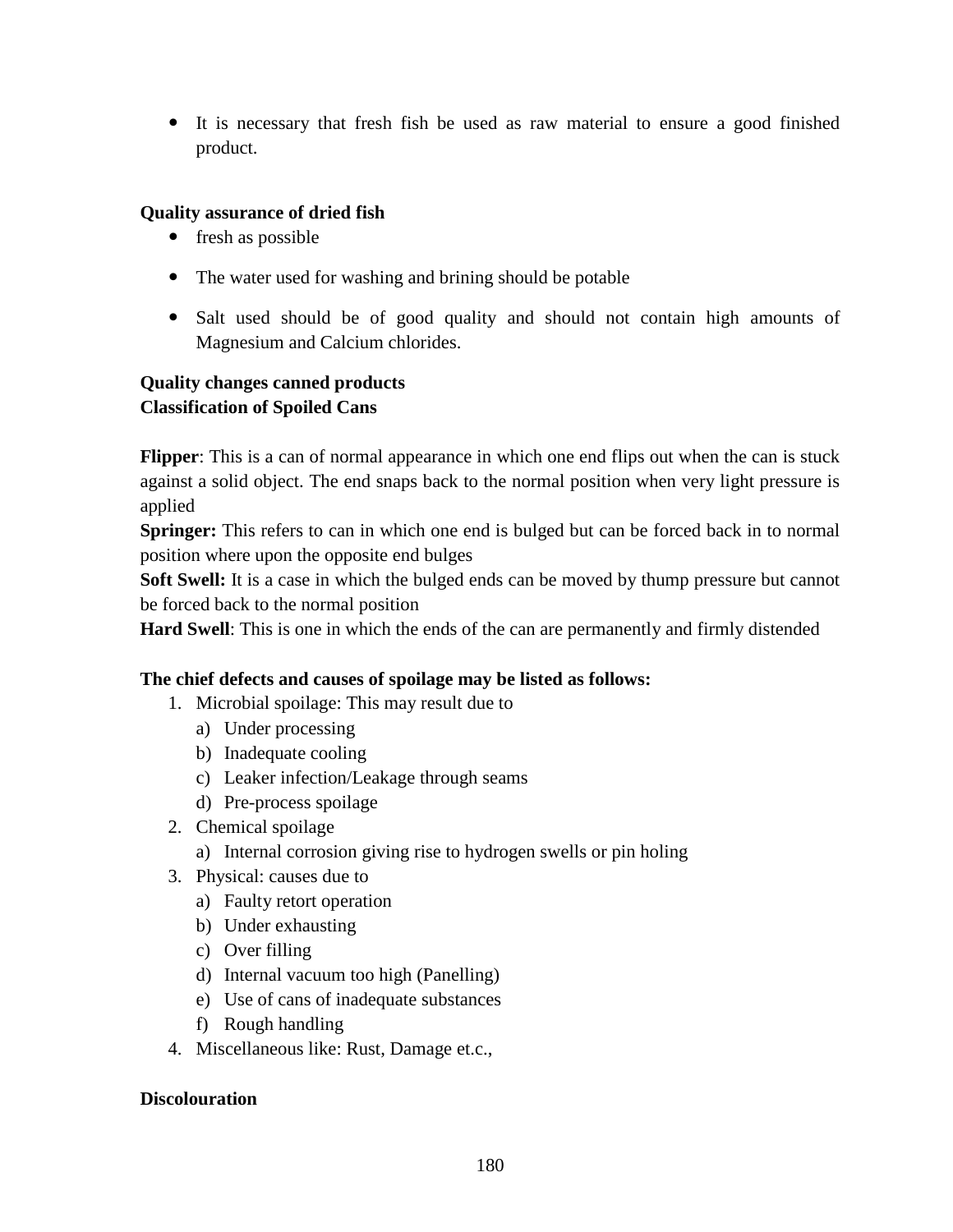- It is necessary that fresh fish be used as raw material to ensure a good finished product.

**Quality assurance of dried fish**

- fresh as possible
- The water used for washing and brining should be potable
- Salt used should be of good quality and should not contain high amounts of Magnesium and Calcium chlorides.

**Quality changes canned products**
**Classification of Spoiled Cans**

**Flipper**: This is a can of normal appearance in which one end flips out when the can is stuck against a solid object. The end snaps back to the normal position when very light pressure is applied
**Springer:** This refers to can in which one end is bulged but can be forced back in to normal position where upon the opposite end bulges
**Soft Swell:** It is a case in which the bulged ends can be moved by thump pressure but cannot be forced back to the normal position
**Hard Swell**: This is one in which the ends of the can are permanently and firmly distended

**The chief defects and causes of spoilage may be listed as follows:**

1. Microbial spoilage: This may result due to
   a) Under processing
   b) Inadequate cooling
   c) Leaker infection/Leakage through seams
   d) Pre-process spoilage
2. Chemical spoilage
   a) Internal corrosion giving rise to hydrogen swells or pin holing
3. Physical: causes due to
   a) Faulty retort operation
   b) Under exhausting
   c) Over filling
   d) Internal vacuum too high (Panelling)
   e) Use of cans of inadequate substances
   f) Rough handling
4. Miscellaneous like: Rust, Damage et.c.,

**Discolouration**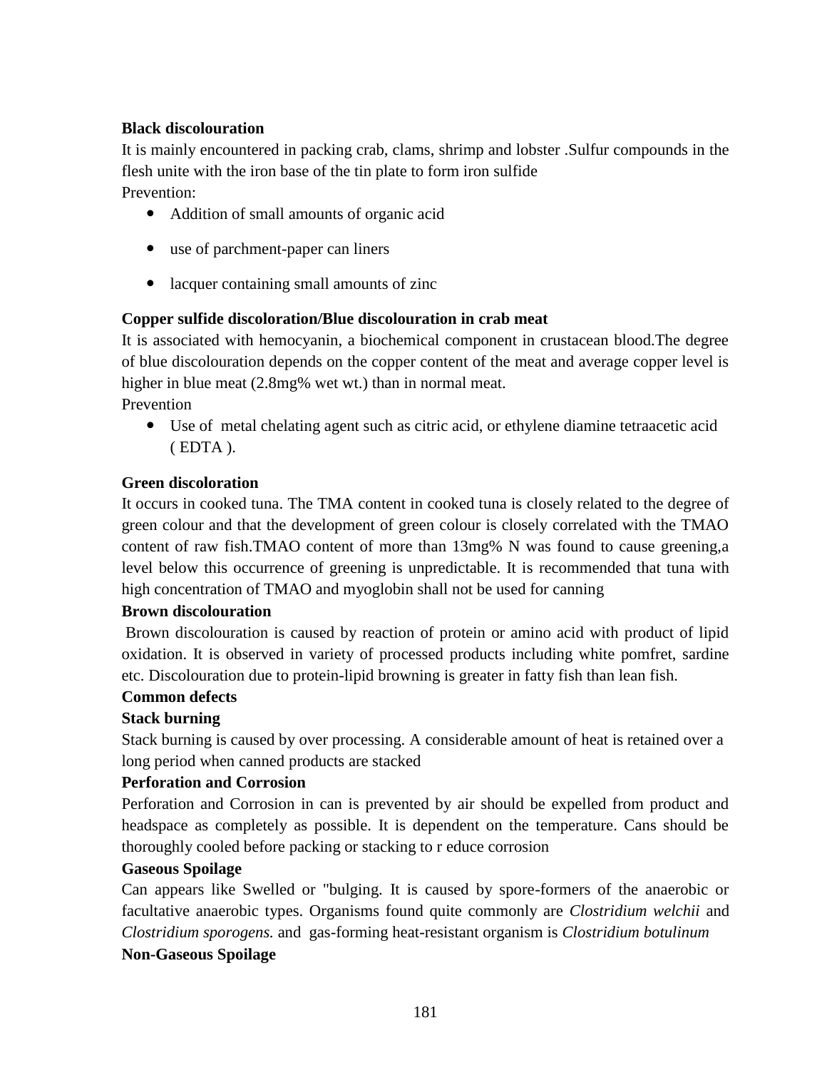**Black discolouration**

It is mainly encountered in packing crab, clams, shrimp and lobster .Sulfur compounds in the flesh unite with the iron base of the tin plate to form iron sulfide

Prevention:

- Addition of small amounts of organic acid
- use of parchment-paper can liners
- lacquer containing small amounts of zinc

**Copper sulfide discoloration/Blue discolouration in crab meat**

It is associated with hemocyanin, a biochemical component in crustacean blood.The degree of blue discolouration depends on the copper content of the meat and average copper level is higher in blue meat (2.8mg% wet wt.) than in normal meat.

Prevention

- Use of metal chelating agent such as citric acid, or ethylene diamine tetraacetic acid ( EDTA ).

**Green discoloration**

It occurs in cooked tuna. The TMA content in cooked tuna is closely related to the degree of green colour and that the development of green colour is closely correlated with the TMAO content of raw fish.TMAO content of more than 13mg% N was found to cause greening,a level below this occurrence of greening is unpredictable. It is recommended that tuna with high concentration of TMAO and myoglobin shall not be used for canning

**Brown discolouration**

Brown discolouration is caused by reaction of protein or amino acid with product of lipid oxidation. It is observed in variety of processed products including white pomfret, sardine etc. Discolouration due to protein-lipid browning is greater in fatty fish than lean fish.

**Common defects**

**Stack burning**

Stack burning is caused by over processing. A considerable amount of heat is retained over a long period when canned products are stacked

**Perforation and Corrosion**

Perforation and Corrosion in can is prevented by air should be expelled from product and headspace as completely as possible. It is dependent on the temperature. Cans should be thoroughly cooled before packing or stacking to r educe corrosion

**Gaseous Spoilage**

Can appears like Swelled or "bulging. It is caused by spore-formers of the anaerobic or facultative anaerobic types. Organisms found quite commonly are *Clostridium welchii* and *Clostridium sporogens.* and gas-forming heat-resistant organism is *Clostridium botulinum*

**Non-Gaseous Spoilage**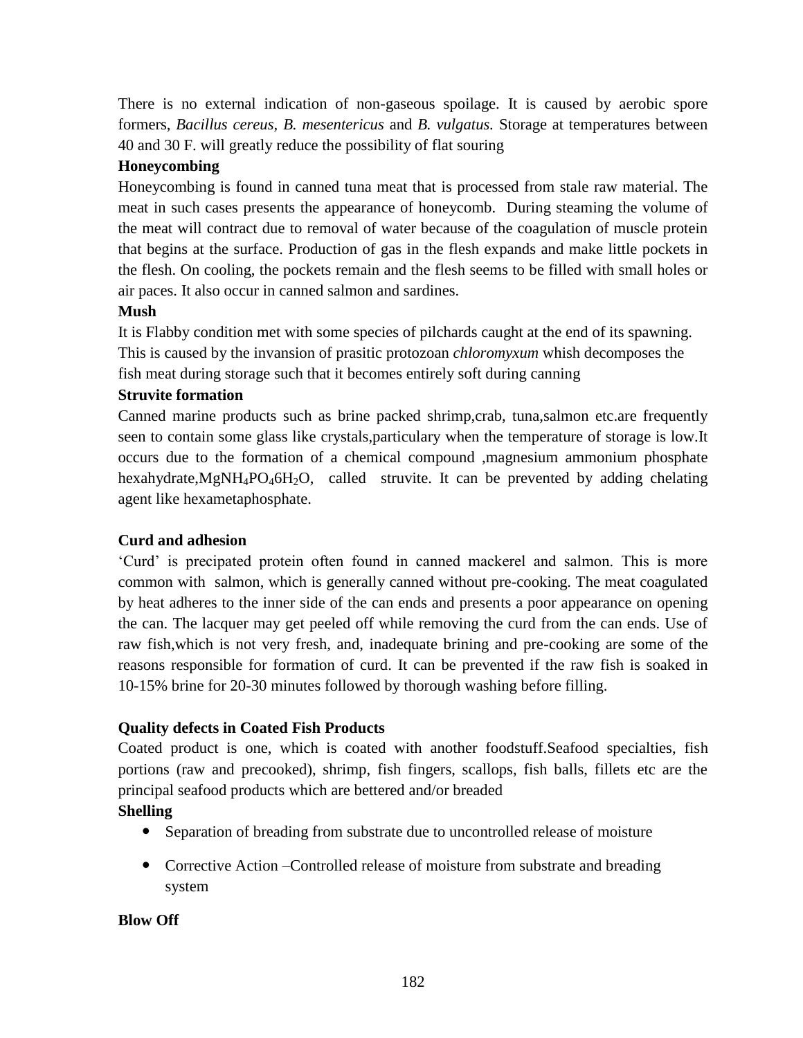There is no external indication of non-gaseous spoilage. It is caused by aerobic spore formers, *Bacillus cereus, B. mesentericus* and *B. vulgatus.* Storage at temperatures between 40 and 30 F. will greatly reduce the possibility of flat souring

**Honeycombing**

Honeycombing is found in canned tuna meat that is processed from stale raw material. The meat in such cases presents the appearance of honeycomb. During steaming the volume of the meat will contract due to removal of water because of the coagulation of muscle protein that begins at the surface. Production of gas in the flesh expands and make little pockets in the flesh. On cooling, the pockets remain and the flesh seems to be filled with small holes or air paces. It also occur in canned salmon and sardines.

**Mush**

It is Flabby condition met with some species of pilchards caught at the end of its spawning. This is caused by the invansion of prasitic protozoan *chloromyxum* whish decomposes the fish meat during storage such that it becomes entirely soft during canning

**Struvite formation**

Canned marine products such as brine packed shrimp,crab, tuna,salmon etc.are frequently seen to contain some glass like crystals,particulary when the temperature of storage is low.It occurs due to the formation of a chemical compound ,magnesium ammonium phosphate hexahydrate,$MgNH_4PO_46H_2O$, called struvite. It can be prevented by adding chelating agent like hexametaphosphate.

**Curd and adhesion**

'Curd' is precipated protein often found in canned mackerel and salmon. This is more common with salmon, which is generally canned without pre-cooking. The meat coagulated by heat adheres to the inner side of the can ends and presents a poor appearance on opening the can. The lacquer may get peeled off while removing the curd from the can ends. Use of raw fish,which is not very fresh, and, inadequate brining and pre-cooking are some of the reasons responsible for formation of curd. It can be prevented if the raw fish is soaked in 10-15% brine for 20-30 minutes followed by thorough washing before filling.

**Quality defects in Coated Fish Products**

Coated product is one, which is coated with another foodstuff.Seafood specialties, fish portions (raw and precooked), shrimp, fish fingers, scallops, fish balls, fillets etc are the principal seafood products which are bettered and/or breaded

**Shelling**

- Separation of breading from substrate due to uncontrolled release of moisture
- Corrective Action –Controlled release of moisture from substrate and breading system

**Blow Off**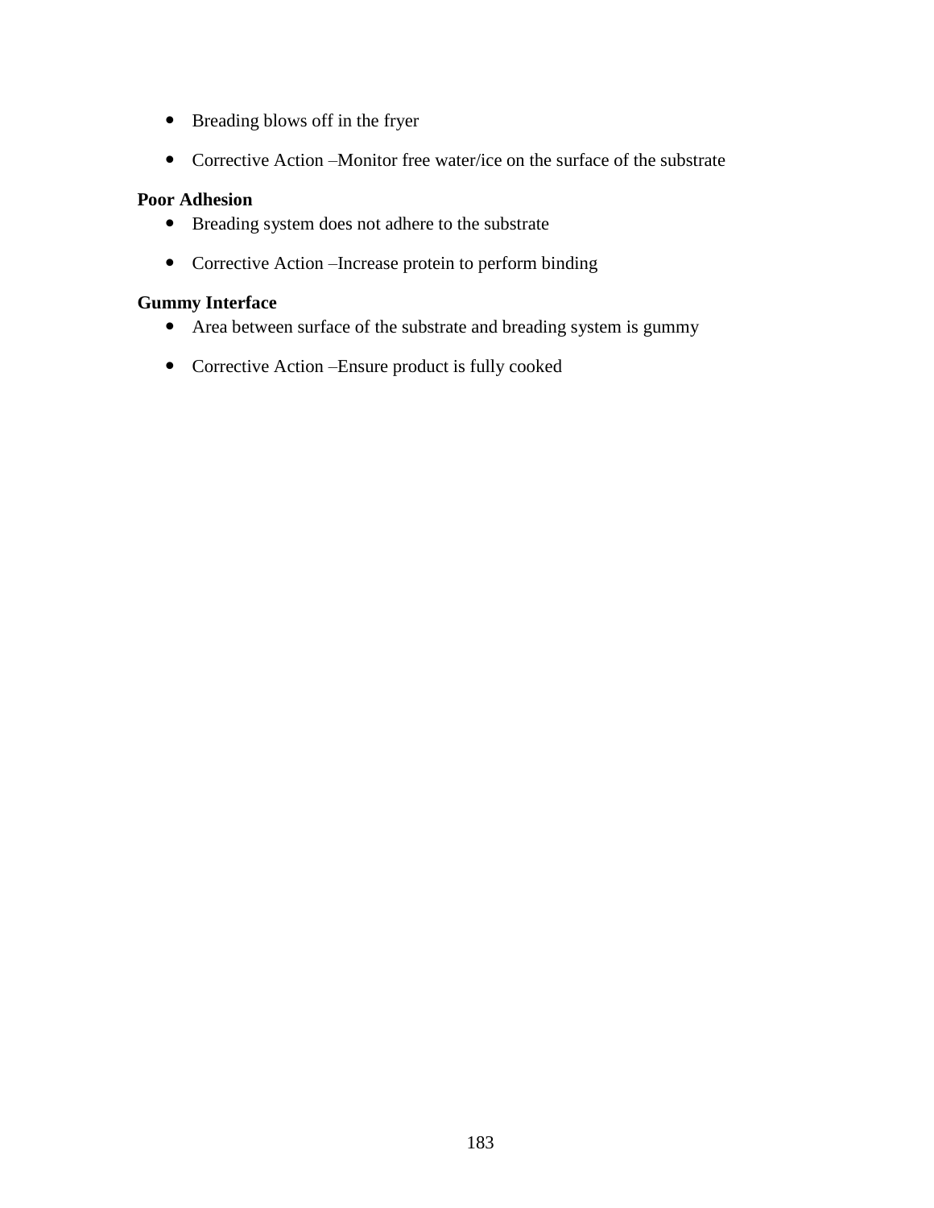- Breading blows off in the fryer
- Corrective Action –Monitor free water/ice on the surface of the substrate

**Poor Adhesion**

- Breading system does not adhere to the substrate
- Corrective Action –Increase protein to perform binding

**Gummy Interface**

- Area between surface of the substrate and breading system is gummy
- Corrective Action –Ensure product is fully cooked